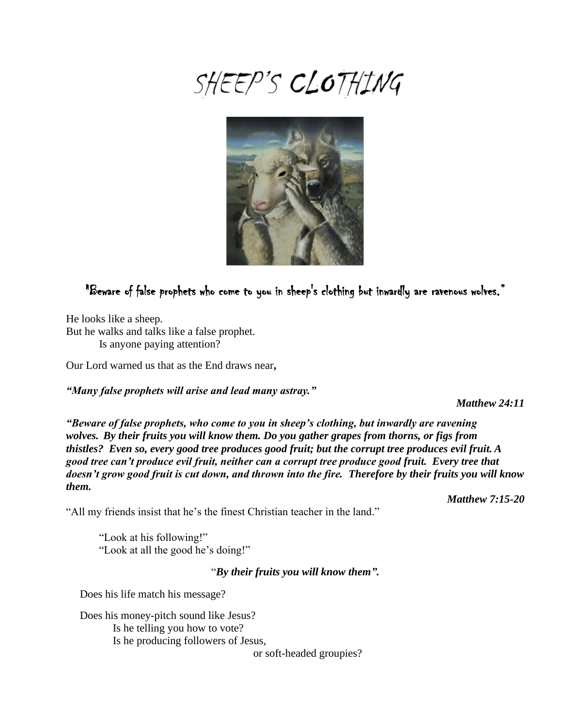# SHEEP'S CLOTHING

"Beware of false prophets who come to you in sheep's clothing but inwardly are ravenous wolves."

He looks like a sheep.
But he walks and talks like a false prophet.
Is anyone paying attention?

Our Lord warned us that as the End draws near**,**

***"Many false prophets will arise and lead many astray."***

***Matthew 24:11***

***"Beware of false prophets, who come to you in sheep's clothing, but inwardly are ravening wolves. By their fruits you will know them. Do you gather grapes from thorns, or figs from thistles? Even so, every good tree produces good fruit; but the corrupt tree produces evil fruit. A good tree can't produce evil fruit, neither can a corrupt tree produce good fruit. Every tree that doesn't grow good fruit is cut down, and thrown into the fire. Therefore by their fruits you will know them.***

***Matthew 7:15-20***

"All my friends insist that he's the finest Christian teacher in the land."

"Look at his following!"
"Look at all the good he's doing!"

"***By their fruits you will know them".***

Does his life match his message?

Does his money-pitch sound like Jesus?
Is he telling you how to vote?
Is he producing followers of Jesus,
or soft-headed groupies?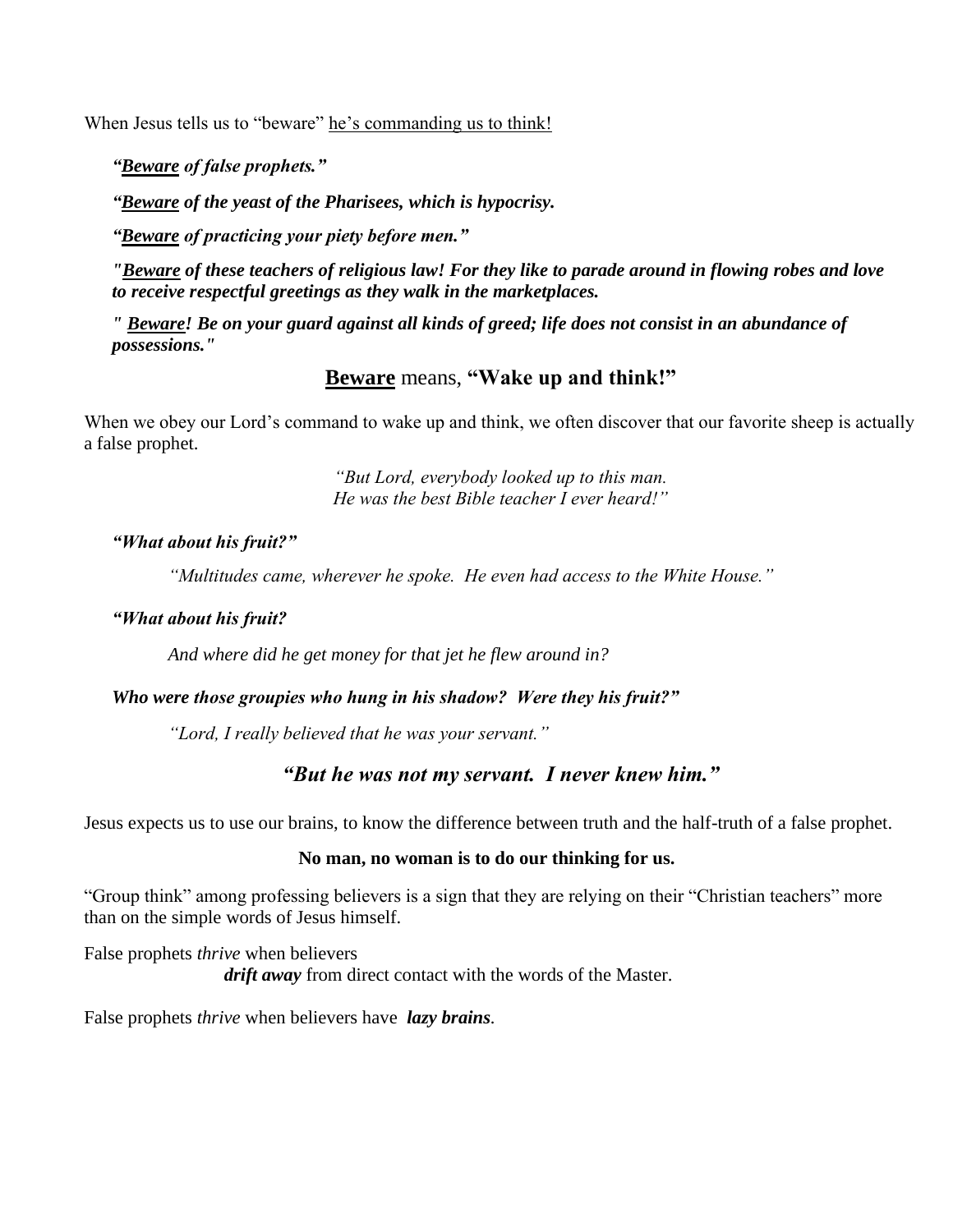When Jesus tells us to "beware" <u>he's commanding us to think!</u>

***"<u>Beware</u> of false prophets."***

***"<u>Beware</u> of the yeast of the Pharisees, which is hypocrisy.***

***"<u>Beware</u> of practicing your piety before men."***

***"<u>Beware</u> of these teachers of religious law! For they like to parade around in flowing robes and love to receive respectful greetings as they walk in the marketplaces.***

***" <u>Beware</u>! Be on your guard against all kinds of greed; life does not consist in an abundance of possessions."***

## <u>Beware</u> means, "Wake up and think!"

When we obey our Lord's command to wake up and think, we often discover that our favorite sheep is actually a false prophet.

*"But Lord, everybody looked up to this man.*
*He was the best Bible teacher I ever heard!"*

***"What about his fruit?"***

*"Multitudes came, wherever he spoke. He even had access to the White House."*

***"What about his fruit?***

*And where did he get money for that jet he flew around in?*

***Who were those groupies who hung in his shadow? Were they his fruit?"***

*"Lord, I really believed that he was your servant."*

***"But he was not my servant. I never knew him."***

Jesus expects us to use our brains, to know the difference between truth and the half-truth of a false prophet.

**No man, no woman is to do our thinking for us.**

"Group think" among professing believers is a sign that they are relying on their "Christian teachers" more than on the simple words of Jesus himself.

False prophets *thrive* when believers
***drift away*** from direct contact with the words of the Master.

False prophets *thrive* when believers have ***lazy brains***.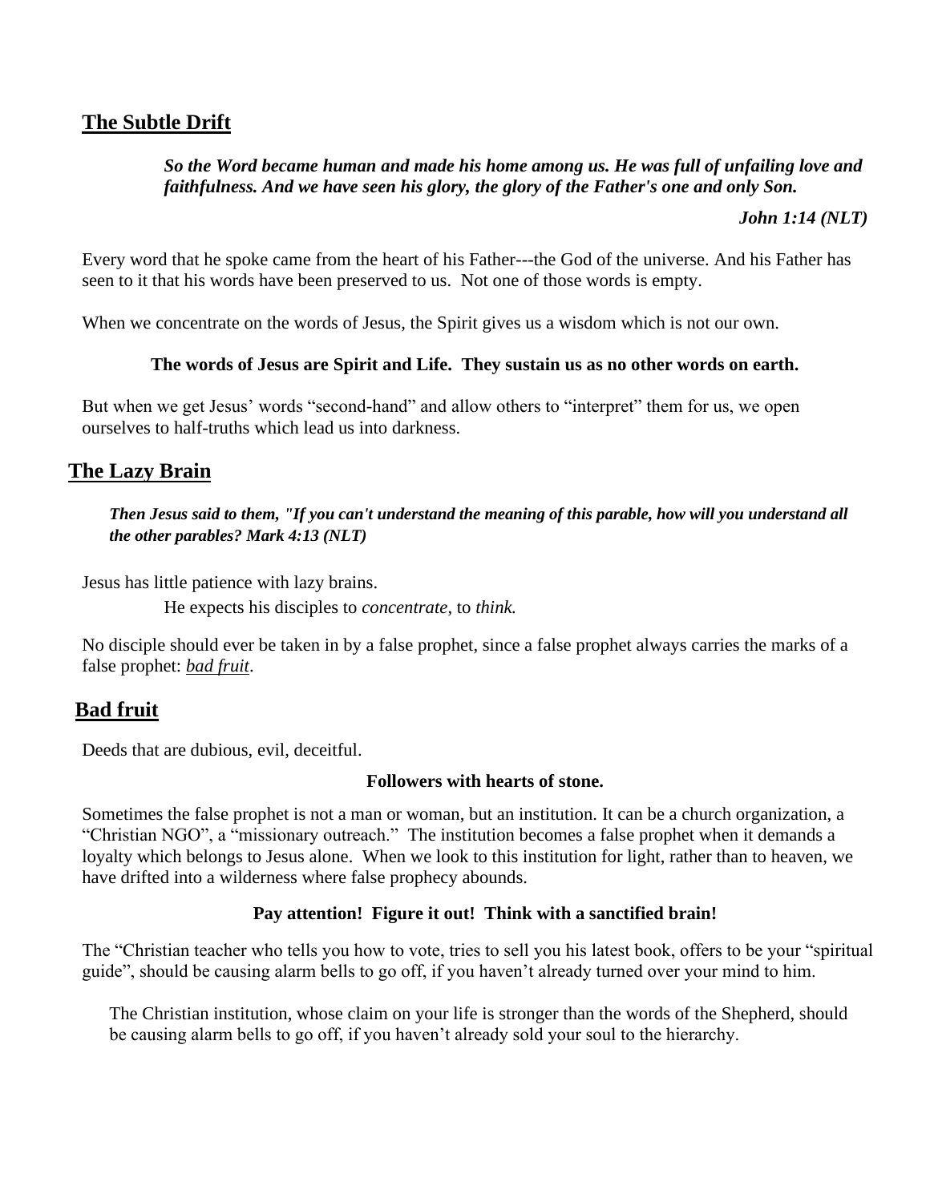## The Subtle Drift

> ***So the Word became human and made his home among us. He was full of unfailing love and faithfulness. And we have seen his glory, the glory of the Father's one and only Son.***
>
> ***John 1:14 (NLT)***

Every word that he spoke came from the heart of his Father---the God of the universe. And his Father has seen to it that his words have been preserved to us. Not one of those words is empty.

When we concentrate on the words of Jesus, the Spirit gives us a wisdom which is not our own.

**The words of Jesus are Spirit and Life. They sustain us as no other words on earth.**

But when we get Jesus' words "second-hand" and allow others to "interpret" them for us, we open ourselves to half-truths which lead us into darkness.

## The Lazy Brain

> ***Then Jesus said to them, "If you can't understand the meaning of this parable, how will you understand all the other parables? Mark 4:13 (NLT)***

Jesus has little patience with lazy brains.

He expects his disciples to *concentrate*, to *think.*

No disciple should ever be taken in by a false prophet, since a false prophet always carries the marks of a false prophet: ***bad fruit***.

## Bad fruit

Deeds that are dubious, evil, deceitful.

**Followers with hearts of stone.**

Sometimes the false prophet is not a man or woman, but an institution. It can be a church organization, a "Christian NGO", a "missionary outreach." The institution becomes a false prophet when it demands a loyalty which belongs to Jesus alone. When we look to this institution for light, rather than to heaven, we have drifted into a wilderness where false prophecy abounds.

**Pay attention! Figure it out! Think with a sanctified brain!**

The "Christian teacher who tells you how to vote, tries to sell you his latest book, offers to be your "spiritual guide", should be causing alarm bells to go off, if you haven't already turned over your mind to him.

The Christian institution, whose claim on your life is stronger than the words of the Shepherd, should be causing alarm bells to go off, if you haven't already sold your soul to the hierarchy.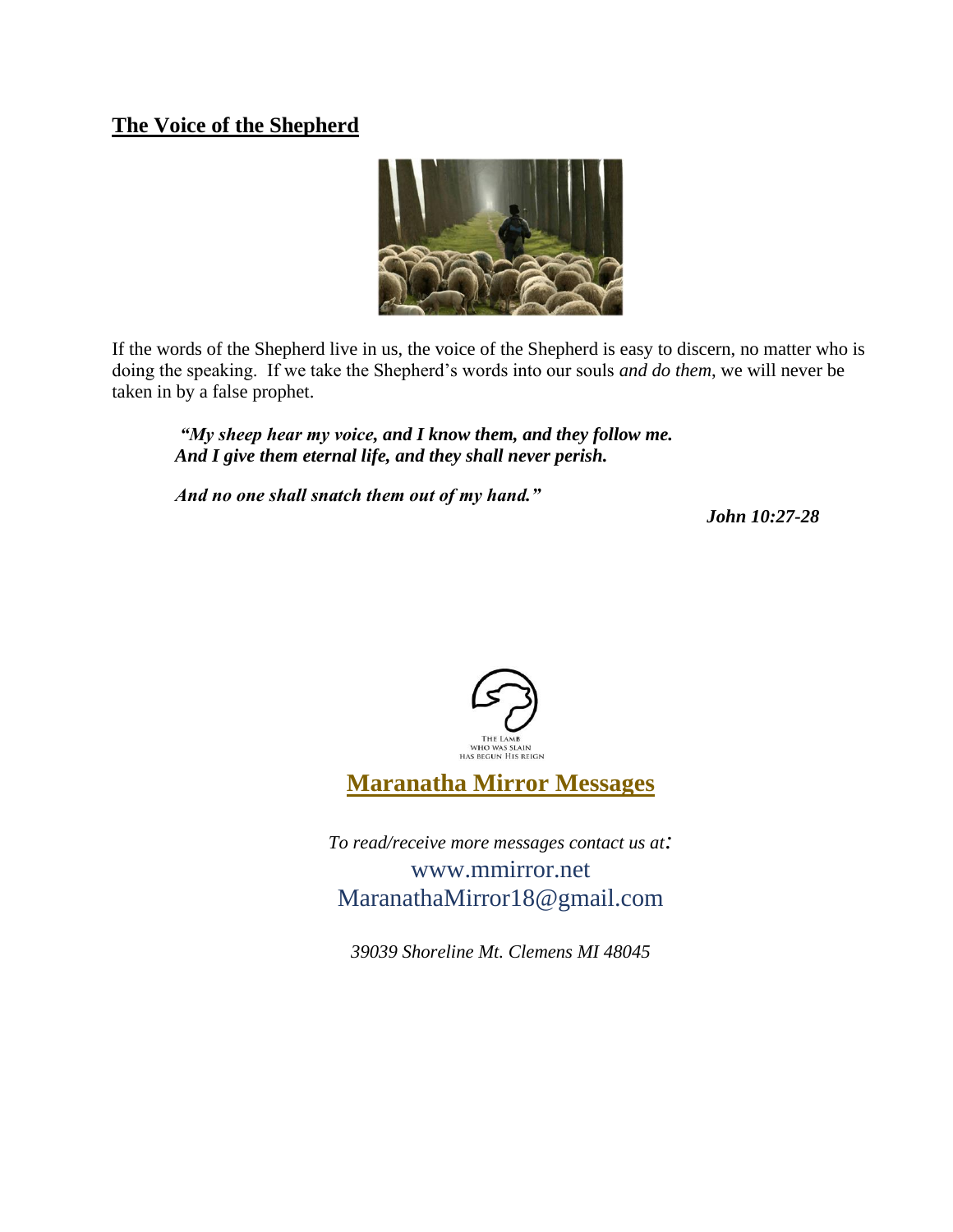## **The Voice of the Shepherd**

If the words of the Shepherd live in us, the voice of the Shepherd is easy to discern, no matter who is doing the speaking. If we take the Shepherd's words into our souls *and do them*, we will never be taken in by a false prophet.

> ***"My sheep hear my voice, and I know them, and they follow me.***
> ***And I give them eternal life, and they shall never perish.***
>
> ***And no one shall snatch them out of my hand."***
>
> ***John 10:27-28***

THE LAMB
WHO WAS SLAIN
HAS BEGUN HIS REIGN

## **Maranatha Mirror Messages**

*To read/receive more messages contact us at:*

www.mmirror.net
MaranathaMirror18@gmail.com

*39039 Shoreline Mt. Clemens MI 48045*